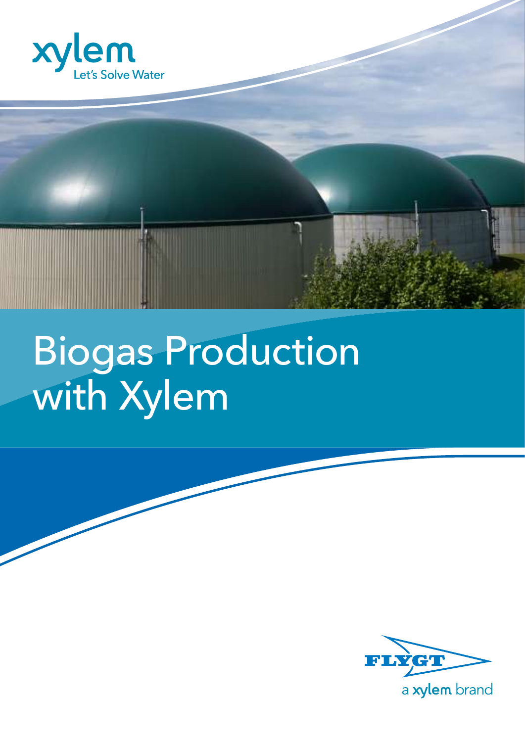xylem

Let's Solve Water

# Biogas Production with Xylem

FLYGT

a xylem brand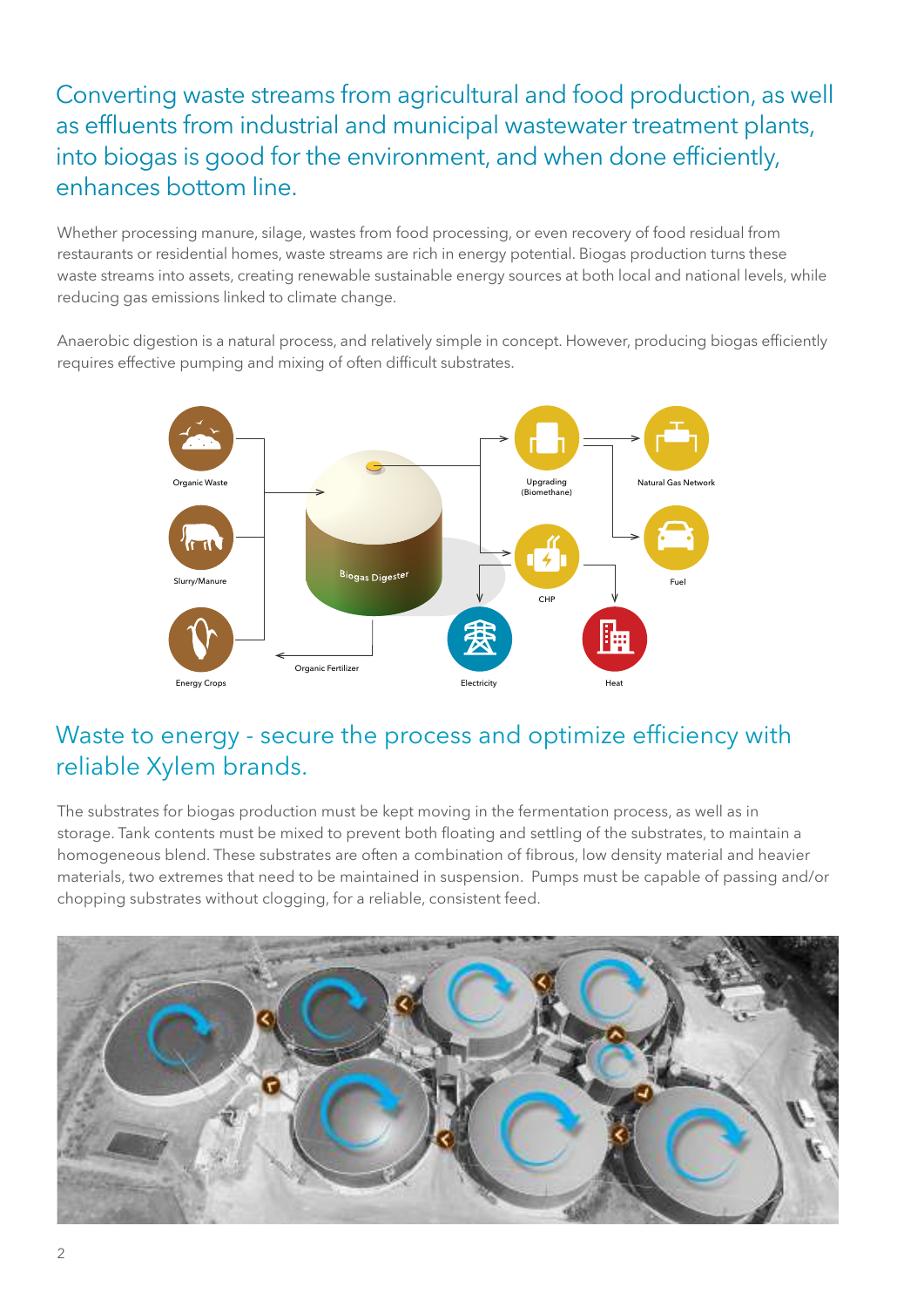## Converting waste streams from agricultural and food production, as well as effluents from industrial and municipal wastewater treatment plants, into biogas is good for the environment, and when done efficiently, enhances bottom line.

Whether processing manure, silage, wastes from food processing, or even recovery of food residual from restaurants or residential homes, waste streams are rich in energy potential. Biogas production turns these waste streams into assets, creating renewable sustainable energy sources at both local and national levels, while reducing gas emissions linked to climate change.

Anaerobic digestion is a natural process, and relatively simple in concept. However, producing biogas efficiently requires effective pumping and mixing of often difficult substrates.

Organic Waste

Slurry/Manure

Energy Crops

Biogas Digester

Organic Fertilizer

Upgrading (Biomethane)

Natural Gas Network

Fuel

CHP

Electricity

Heat

## Waste to energy - secure the process and optimize efficiency with reliable Xylem brands.

The substrates for biogas production must be kept moving in the fermentation process, as well as in storage. Tank contents must be mixed to prevent both floating and settling of the substrates, to maintain a homogeneous blend. These substrates are often a combination of fibrous, low density material and heavier materials, two extremes that need to be maintained in suspension. Pumps must be capable of passing and/or chopping substrates without clogging, for a reliable, consistent feed.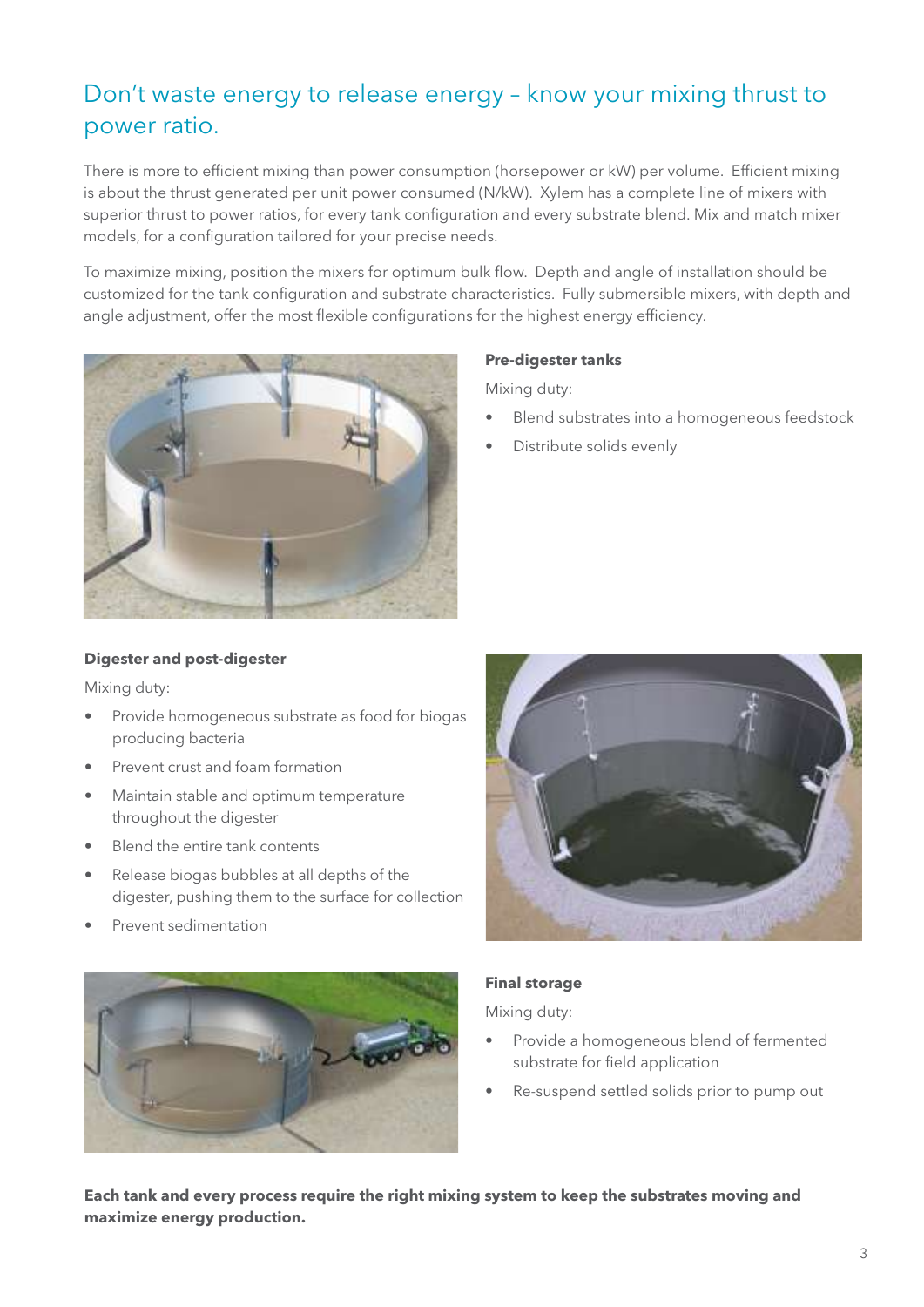## Don't waste energy to release energy – know your mixing thrust to power ratio.

There is more to efficient mixing than power consumption (horsepower or kW) per volume. Efficient mixing is about the thrust generated per unit power consumed (N/kW). Xylem has a complete line of mixers with superior thrust to power ratios, for every tank configuration and every substrate blend. Mix and match mixer models, for a configuration tailored for your precise needs.

To maximize mixing, position the mixers for optimum bulk flow. Depth and angle of installation should be customized for the tank configuration and substrate characteristics. Fully submersible mixers, with depth and angle adjustment, offer the most flexible configurations for the highest energy efficiency.

**Pre-digester tanks**

Mixing duty:

- Blend substrates into a homogeneous feedstock
- Distribute solids evenly

**Digester and post-digester**

Mixing duty:

- Provide homogeneous substrate as food for biogas producing bacteria
- Prevent crust and foam formation
- Maintain stable and optimum temperature throughout the digester
- Blend the entire tank contents
- Release biogas bubbles at all depths of the digester, pushing them to the surface for collection
- Prevent sedimentation

**Final storage**

Mixing duty:

- Provide a homogeneous blend of fermented substrate for field application
- Re-suspend settled solids prior to pump out

**Each tank and every process require the right mixing system to keep the substrates moving and maximize energy production.**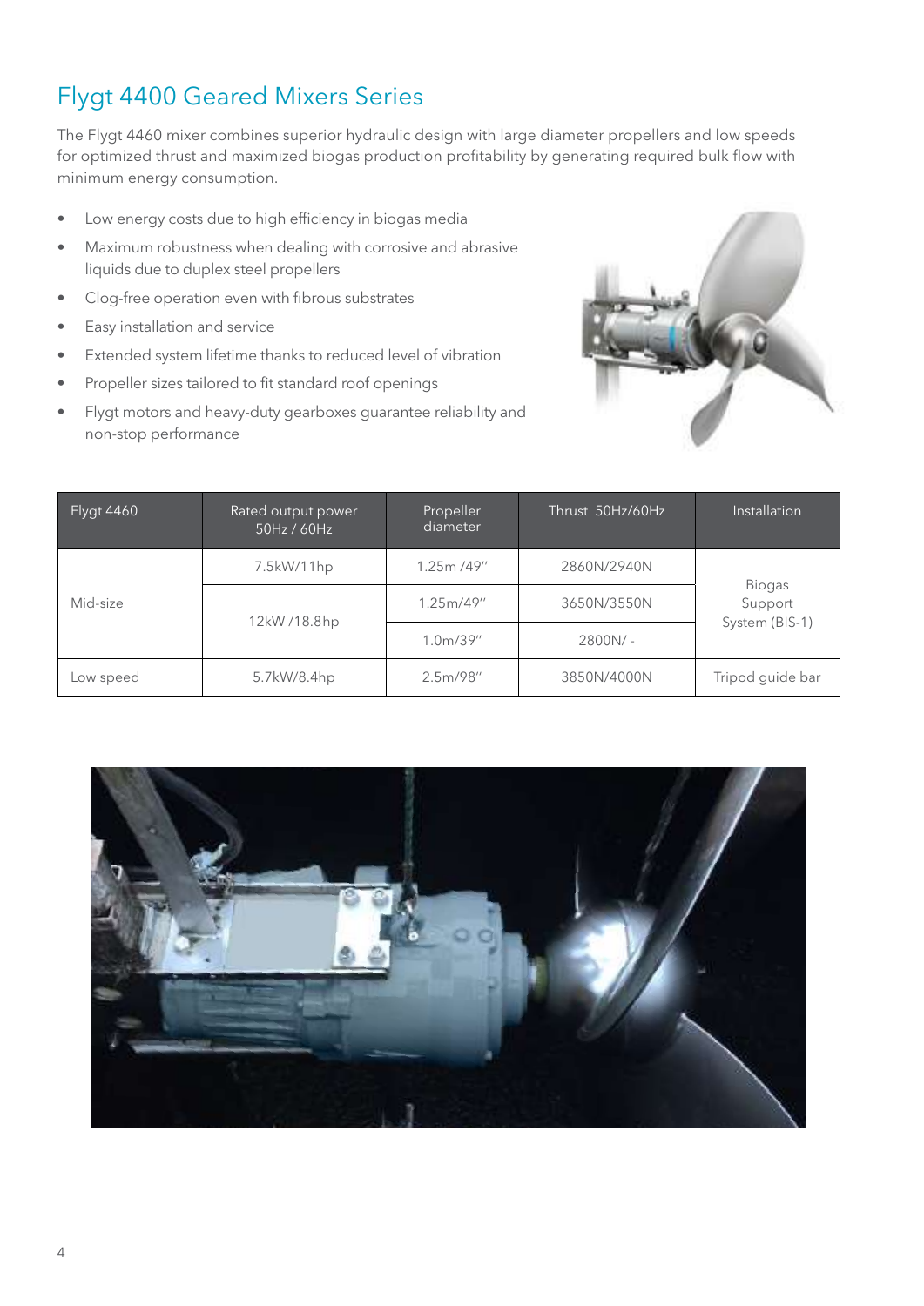# Flygt 4400 Geared Mixers Series

The Flygt 4460 mixer combines superior hydraulic design with large diameter propellers and low speeds for optimized thrust and maximized biogas production profitability by generating required bulk flow with minimum energy consumption.

- Low energy costs due to high efficiency in biogas media
- Maximum robustness when dealing with corrosive and abrasive liquids due to duplex steel propellers
- Clog-free operation even with fibrous substrates
- Easy installation and service
- Extended system lifetime thanks to reduced level of vibration
- Propeller sizes tailored to fit standard roof openings
- Flygt motors and heavy-duty gearboxes guarantee reliability and non-stop performance

| Flygt 4460 | Rated output power 50Hz / 60Hz | Propeller diameter | Thrust 50Hz/60Hz | Installation |
|---|---|---|---|---|
| Mid-size | 7.5kW/11hp | 1.25m /49" | 2860N/2940N | Biogas Support System (BIS-1) |
| | 12kW /18.8hp | 1.25m/49" | 3650N/3550N | |
| | | 1.0m/39" | 2800N/ - | |
| Low speed | 5.7kW/8.4hp | 2.5m/98" | 3850N/4000N | Tripod guide bar |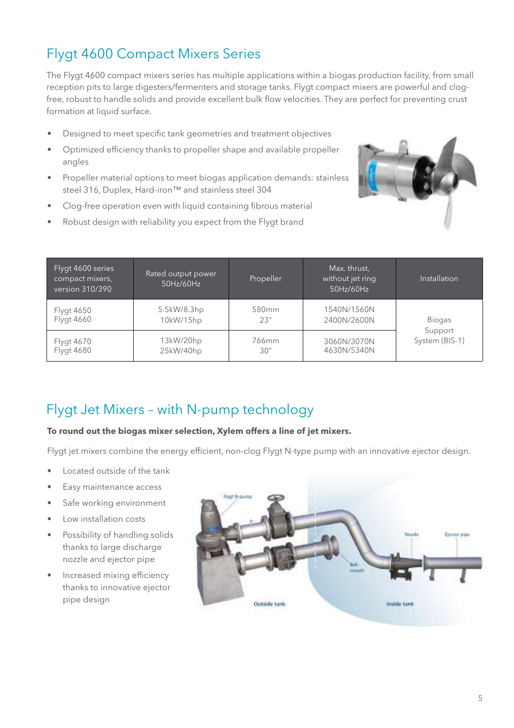## Flygt 4600 Compact Mixers Series

The Flygt 4600 compact mixers series has multiple applications within a biogas production facility, from small reception pits to large digesters/fermenters and storage tanks. Flygt compact mixers are powerful and clog-free, robust to handle solids and provide excellent bulk flow velocities. They are perfect for preventing crust formation at liquid surface.

- Designed to meet specific tank geometries and treatment objectives
- Optimized efficiency thanks to propeller shape and available propeller angles
- Propeller material options to meet biogas application demands: stainless steel 316, Duplex, Hard-iron™ and stainless steel 304
- Clog-free operation even with liquid containing fibrous material
- Robust design with reliability you expect from the Flygt brand

| Flygt 4600 series compact mixers, version 310/390 | Rated output power 50Hz/60Hz | Propeller | Max. thrust, without jet ring 50Hz/60Hz | Installation |
|---|---|---|---|---|
| Flygt 4650<br>Flygt 4660 | 5.5kW/8.3hp<br>10kW/15hp | 580mm<br>23" | 1540N/1560N<br>2400N/2600N | Biogas Support System (BIS-1) |
| Flygt 4670<br>Flygt 4680 | 13kW/20hp<br>25kW/40hp | 766mm<br>30" | 3060N/3070N<br>4630N/5340N | |

## Flygt Jet Mixers – with N-pump technology

**To round out the biogas mixer selection, Xylem offers a line of jet mixers.**

Flygt jet mixers combine the energy efficient, non-clog Flygt N-type pump with an innovative ejector design.

- Located outside of the tank
- Easy maintenance access
- Safe working environment
- Low installation costs
- Possibility of handling solids thanks to large discharge nozzle and ejector pipe
- Increased mixing efficiency thanks to innovative ejector pipe design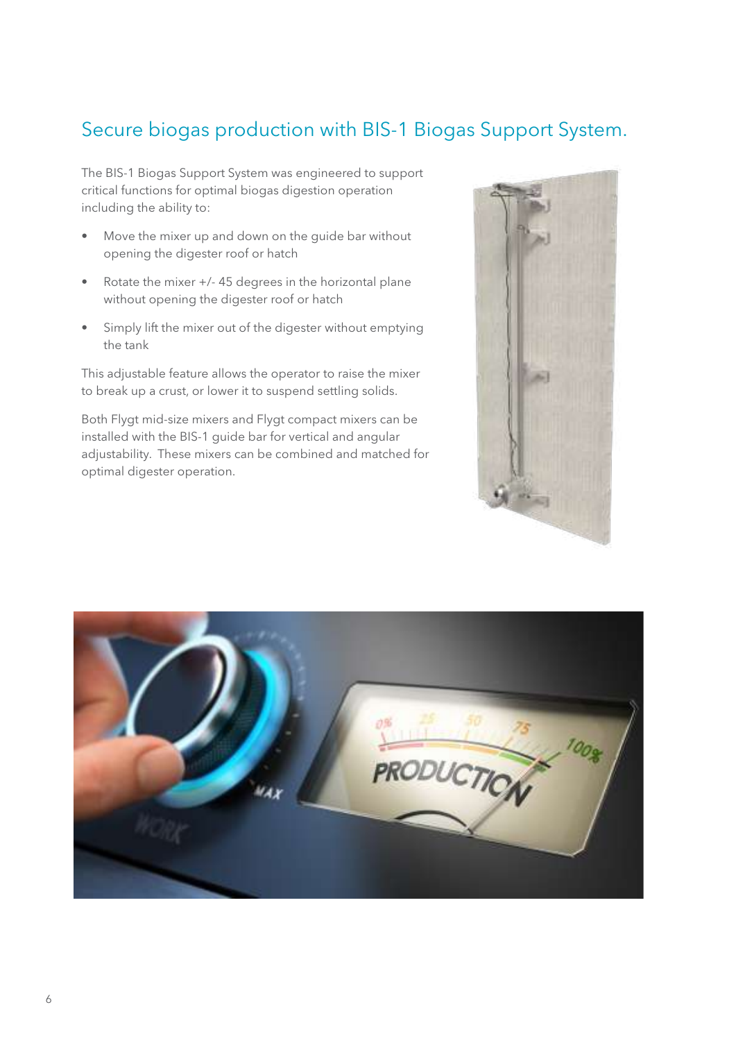## Secure biogas production with BIS-1 Biogas Support System.

The BIS-1 Biogas Support System was engineered to support critical functions for optimal biogas digestion operation including the ability to:

- Move the mixer up and down on the guide bar without opening the digester roof or hatch
- Rotate the mixer +/- 45 degrees in the horizontal plane without opening the digester roof or hatch
- Simply lift the mixer out of the digester without emptying the tank

This adjustable feature allows the operator to raise the mixer to break up a crust, or lower it to suspend settling solids.

Both Flygt mid-size mixers and Flygt compact mixers can be installed with the BIS-1 guide bar for vertical and angular adjustability. These mixers can be combined and matched for optimal digester operation.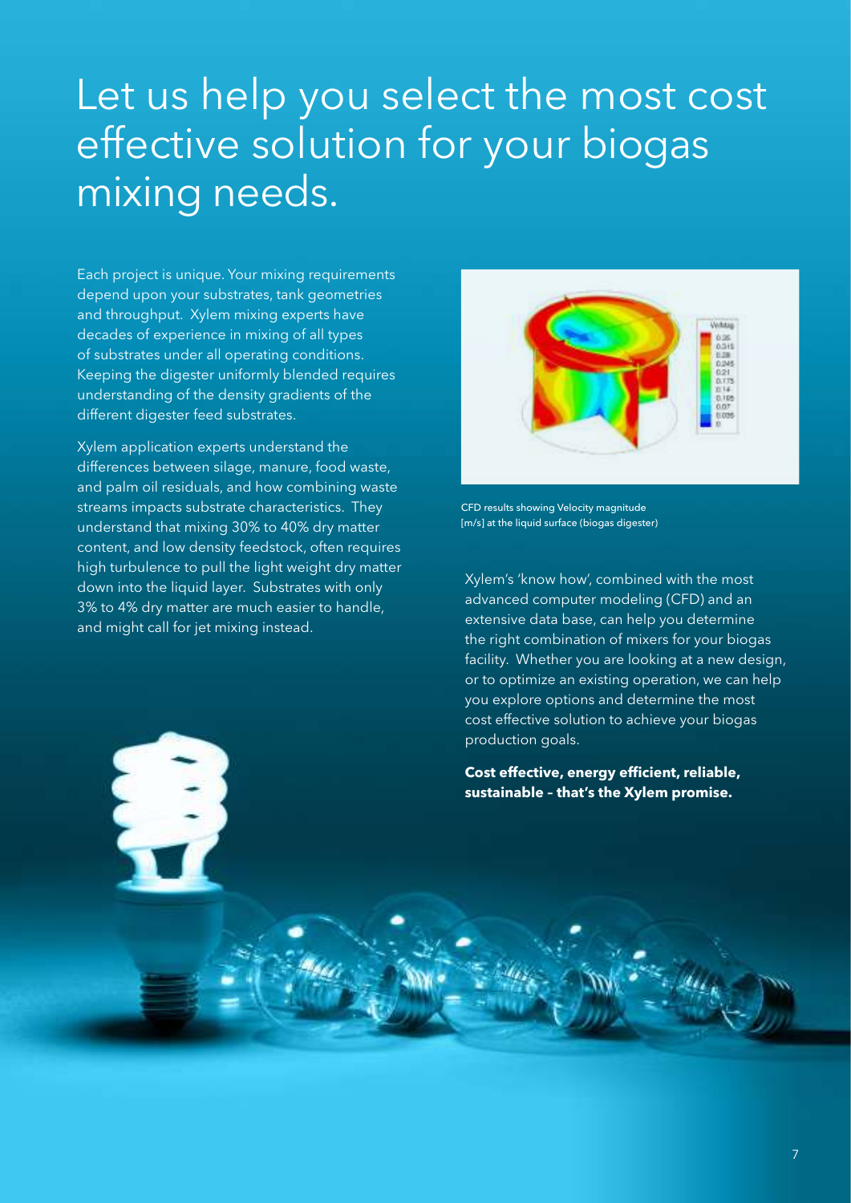# Let us help you select the most cost effective solution for your biogas mixing needs.

Each project is unique. Your mixing requirements depend upon your substrates, tank geometries and throughput. Xylem mixing experts have decades of experience in mixing of all types of substrates under all operating conditions. Keeping the digester uniformly blended requires understanding of the density gradients of the different digester feed substrates.

Xylem application experts understand the differences between silage, manure, food waste, and palm oil residuals, and how combining waste streams impacts substrate characteristics. They understand that mixing 30% to 40% dry matter content, and low density feedstock, often requires high turbulence to pull the light weight dry matter down into the liquid layer. Substrates with only 3% to 4% dry matter are much easier to handle, and might call for jet mixing instead.

CFD results showing Velocity magnitude [m/s] at the liquid surface (biogas digester)

Xylem's 'know how', combined with the most advanced computer modeling (CFD) and an extensive data base, can help you determine the right combination of mixers for your biogas facility. Whether you are looking at a new design, or to optimize an existing operation, we can help you explore options and determine the most cost effective solution to achieve your biogas production goals.

**Cost effective, energy efficient, reliable, sustainable – that's the Xylem promise.**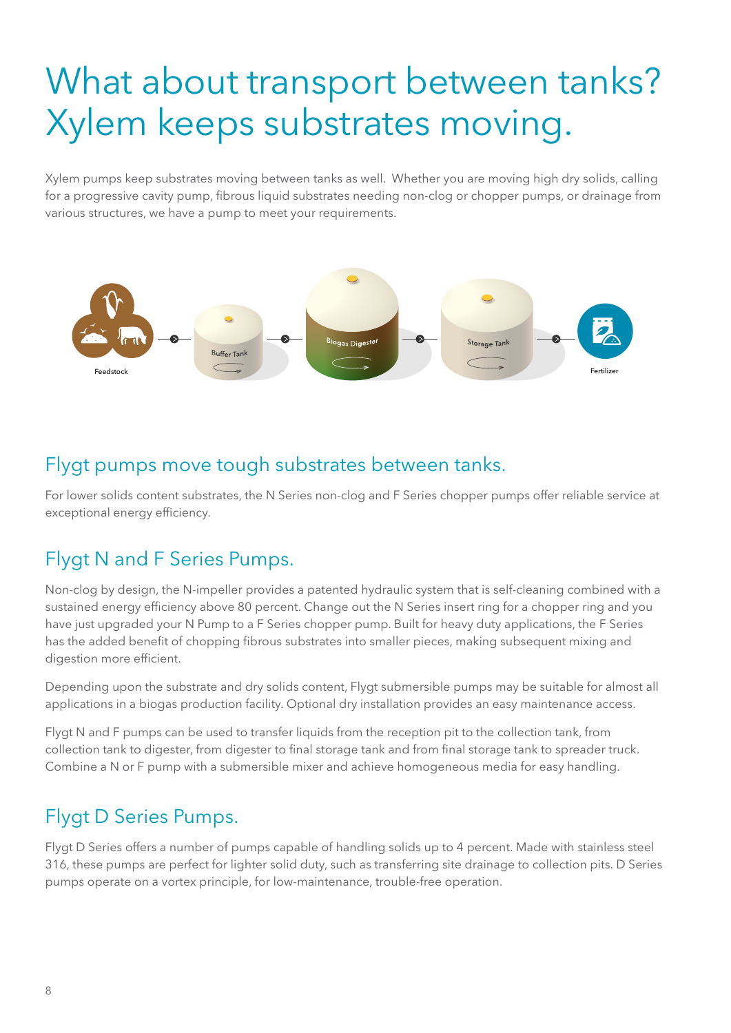# What about transport between tanks? Xylem keeps substrates moving.

Xylem pumps keep substrates moving between tanks as well. Whether you are moving high dry solids, calling for a progressive cavity pump, fibrous liquid substrates needing non-clog or chopper pumps, or drainage from various structures, we have a pump to meet your requirements.

Feedstock → Buffer Tank → Biogas Digester → Storage Tank → Fertilizer

## Flygt pumps move tough substrates between tanks.

For lower solids content substrates, the N Series non-clog and F Series chopper pumps offer reliable service at exceptional energy efficiency.

## Flygt N and F Series Pumps.

Non-clog by design, the N-impeller provides a patented hydraulic system that is self-cleaning combined with a sustained energy efficiency above 80 percent. Change out the N Series insert ring for a chopper ring and you have just upgraded your N Pump to a F Series chopper pump. Built for heavy duty applications, the F Series has the added benefit of chopping fibrous substrates into smaller pieces, making subsequent mixing and digestion more efficient.

Depending upon the substrate and dry solids content, Flygt submersible pumps may be suitable for almost all applications in a biogas production facility. Optional dry installation provides an easy maintenance access.

Flygt N and F pumps can be used to transfer liquids from the reception pit to the collection tank, from collection tank to digester, from digester to final storage tank and from final storage tank to spreader truck. Combine a N or F pump with a submersible mixer and achieve homogeneous media for easy handling.

## Flygt D Series Pumps.

Flygt D Series offers a number of pumps capable of handling solids up to 4 percent. Made with stainless steel 316, these pumps are perfect for lighter solid duty, such as transferring site drainage to collection pits. D Series pumps operate on a vortex principle, for low-maintenance, trouble-free operation.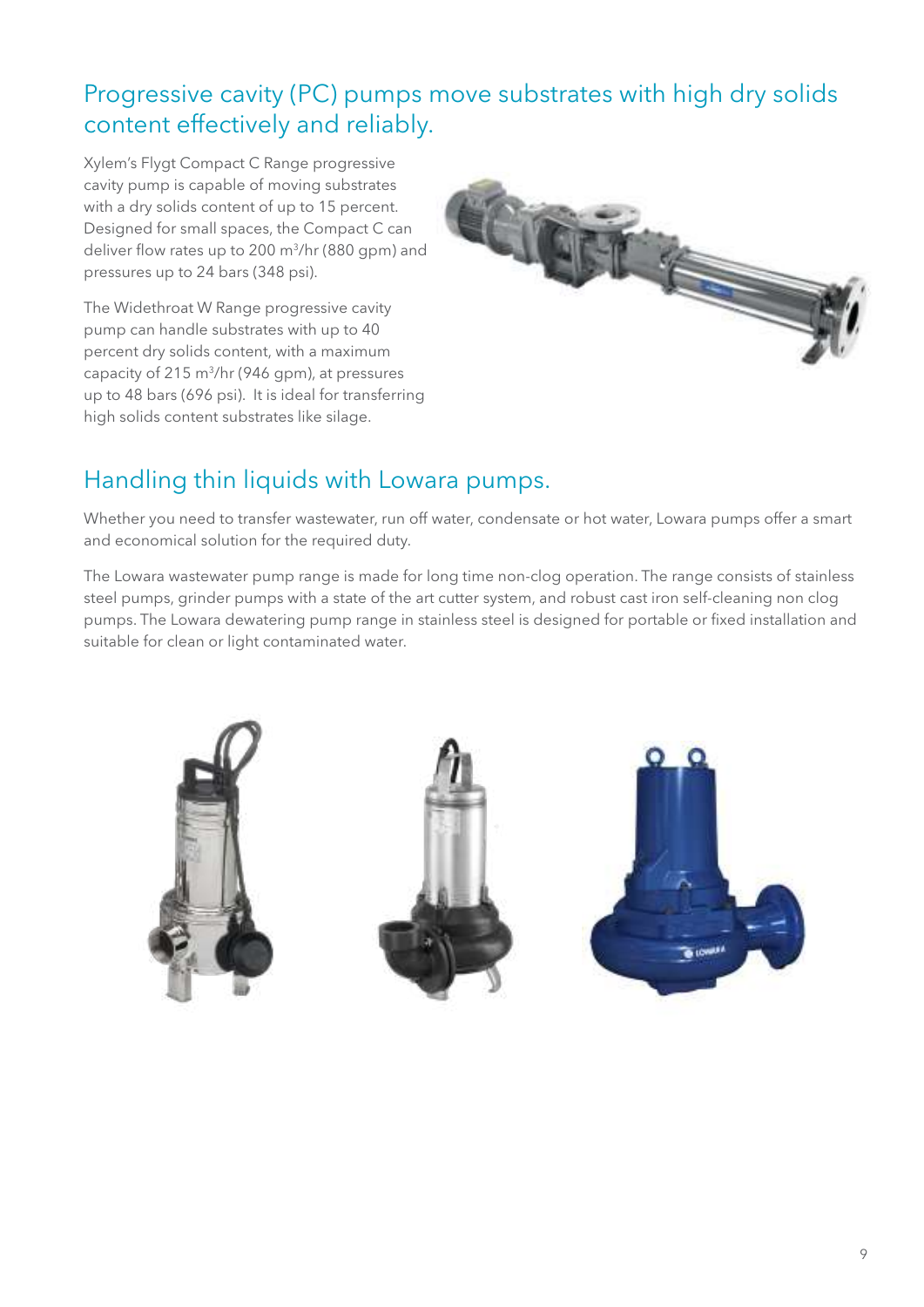## Progressive cavity (PC) pumps move substrates with high dry solids content effectively and reliably.

Xylem's Flygt Compact C Range progressive cavity pump is capable of moving substrates with a dry solids content of up to 15 percent. Designed for small spaces, the Compact C can deliver flow rates up to 200 $m^3$/hr (880 gpm) and pressures up to 24 bars (348 psi).

The Widethroat W Range progressive cavity pump can handle substrates with up to 40 percent dry solids content, with a maximum capacity of 215 $m^3$/hr (946 gpm), at pressures up to 48 bars (696 psi). It is ideal for transferring high solids content substrates like silage.

## Handling thin liquids with Lowara pumps.

Whether you need to transfer wastewater, run off water, condensate or hot water, Lowara pumps offer a smart and economical solution for the required duty.

The Lowara wastewater pump range is made for long time non-clog operation. The range consists of stainless steel pumps, grinder pumps with a state of the art cutter system, and robust cast iron self-cleaning non clog pumps. The Lowara dewatering pump range in stainless steel is designed for portable or fixed installation and suitable for clean or light contaminated water.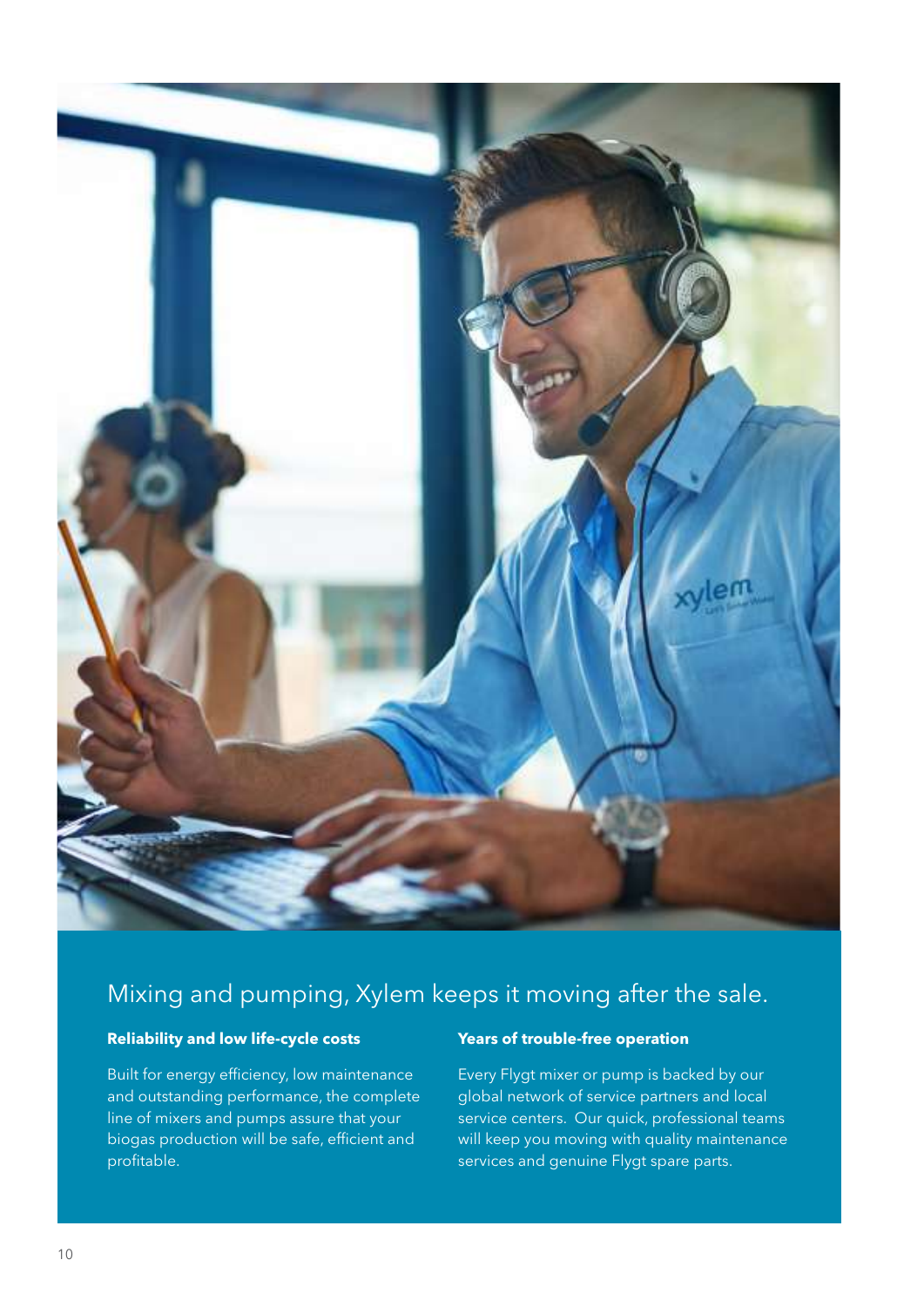# Mixing and pumping, Xylem keeps it moving after the sale.

**Reliability and low life-cycle costs**

Built for energy efficiency, low maintenance and outstanding performance, the complete line of mixers and pumps assure that your biogas production will be safe, efficient and profitable.

**Years of trouble-free operation**

Every Flygt mixer or pump is backed by our global network of service partners and local service centers. Our quick, professional teams will keep you moving with quality maintenance services and genuine Flygt spare parts.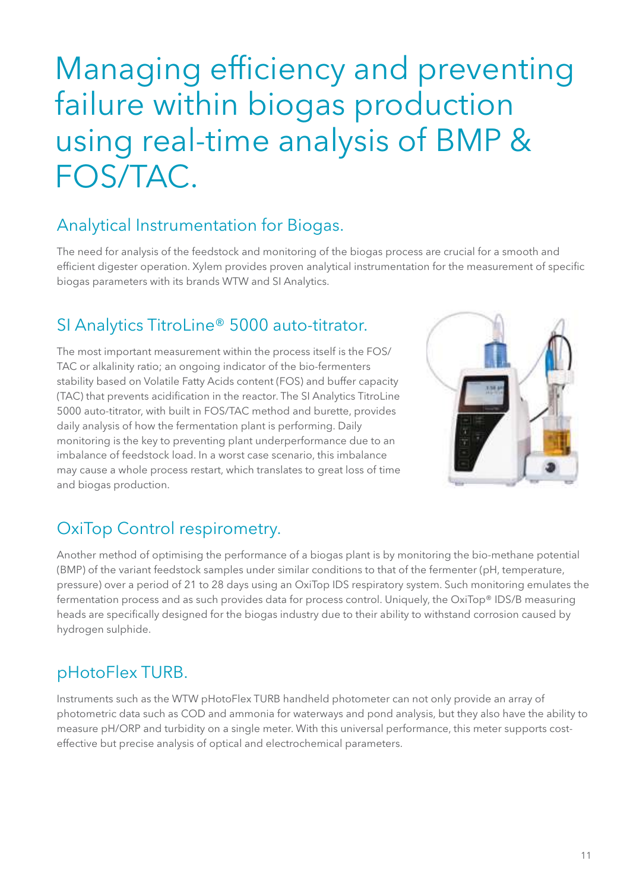# Managing efficiency and preventing failure within biogas production using real-time analysis of BMP & FOS/TAC.

## Analytical Instrumentation for Biogas.

The need for analysis of the feedstock and monitoring of the biogas process are crucial for a smooth and efficient digester operation. Xylem provides proven analytical instrumentation for the measurement of specific biogas parameters with its brands WTW and SI Analytics.

## SI Analytics TitroLine® 5000 auto-titrator.

The most important measurement within the process itself is the FOS/TAC or alkalinity ratio; an ongoing indicator of the bio-fermenters stability based on Volatile Fatty Acids content (FOS) and buffer capacity (TAC) that prevents acidification in the reactor. The SI Analytics TitroLine 5000 auto-titrator, with built in FOS/TAC method and burette, provides daily analysis of how the fermentation plant is performing. Daily monitoring is the key to preventing plant underperformance due to an imbalance of feedstock load. In a worst case scenario, this imbalance may cause a whole process restart, which translates to great loss of time and biogas production.

## OxiTop Control respirometry.

Another method of optimising the performance of a biogas plant is by monitoring the bio-methane potential (BMP) of the variant feedstock samples under similar conditions to that of the fermenter (pH, temperature, pressure) over a period of 21 to 28 days using an OxiTop IDS respiratory system. Such monitoring emulates the fermentation process and as such provides data for process control. Uniquely, the OxiTop® IDS/B measuring heads are specifically designed for the biogas industry due to their ability to withstand corrosion caused by hydrogen sulphide.

## pHotoFlex TURB.

Instruments such as the WTW pHotoFlex TURB handheld photometer can not only provide an array of photometric data such as COD and ammonia for waterways and pond analysis, but they also have the ability to measure pH/ORP and turbidity on a single meter. With this universal performance, this meter supports cost-effective but precise analysis of optical and electrochemical parameters.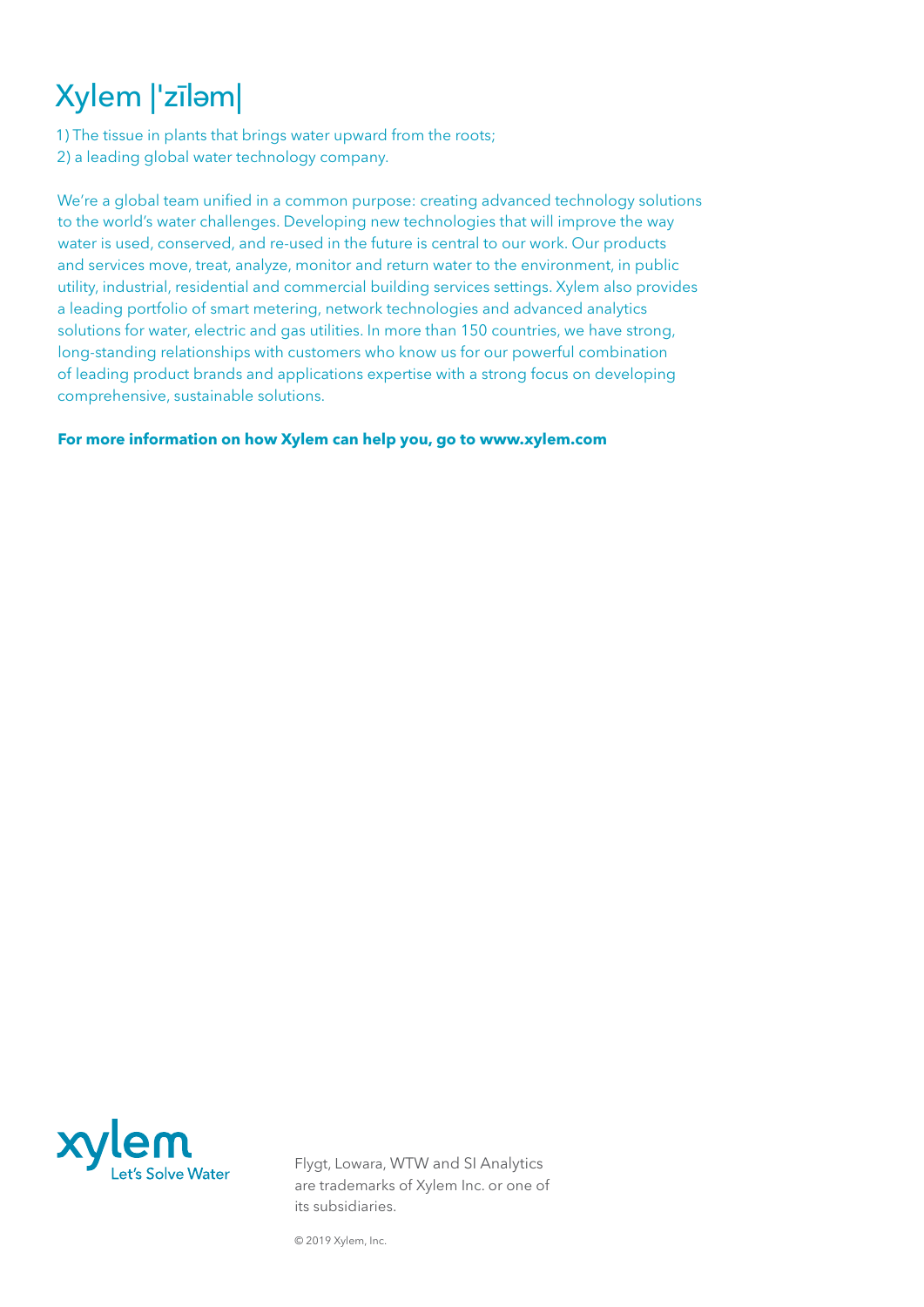# Xylem |ˈzīləm|

1) The tissue in plants that brings water upward from the roots;
2) a leading global water technology company.

We're a global team unified in a common purpose: creating advanced technology solutions to the world's water challenges. Developing new technologies that will improve the way water is used, conserved, and re-used in the future is central to our work. Our products and services move, treat, analyze, monitor and return water to the environment, in public utility, industrial, residential and commercial building services settings. Xylem also provides a leading portfolio of smart metering, network technologies and advanced analytics solutions for water, electric and gas utilities. In more than 150 countries, we have strong, long-standing relationships with customers who know us for our powerful combination of leading product brands and applications expertise with a strong focus on developing comprehensive, sustainable solutions.

**For more information on how Xylem can help you, go to www.xylem.com**

xylem
Let's Solve Water

Flygt, Lowara, WTW and SI Analytics are trademarks of Xylem Inc. or one of its subsidiaries.

© 2019 Xylem, Inc.